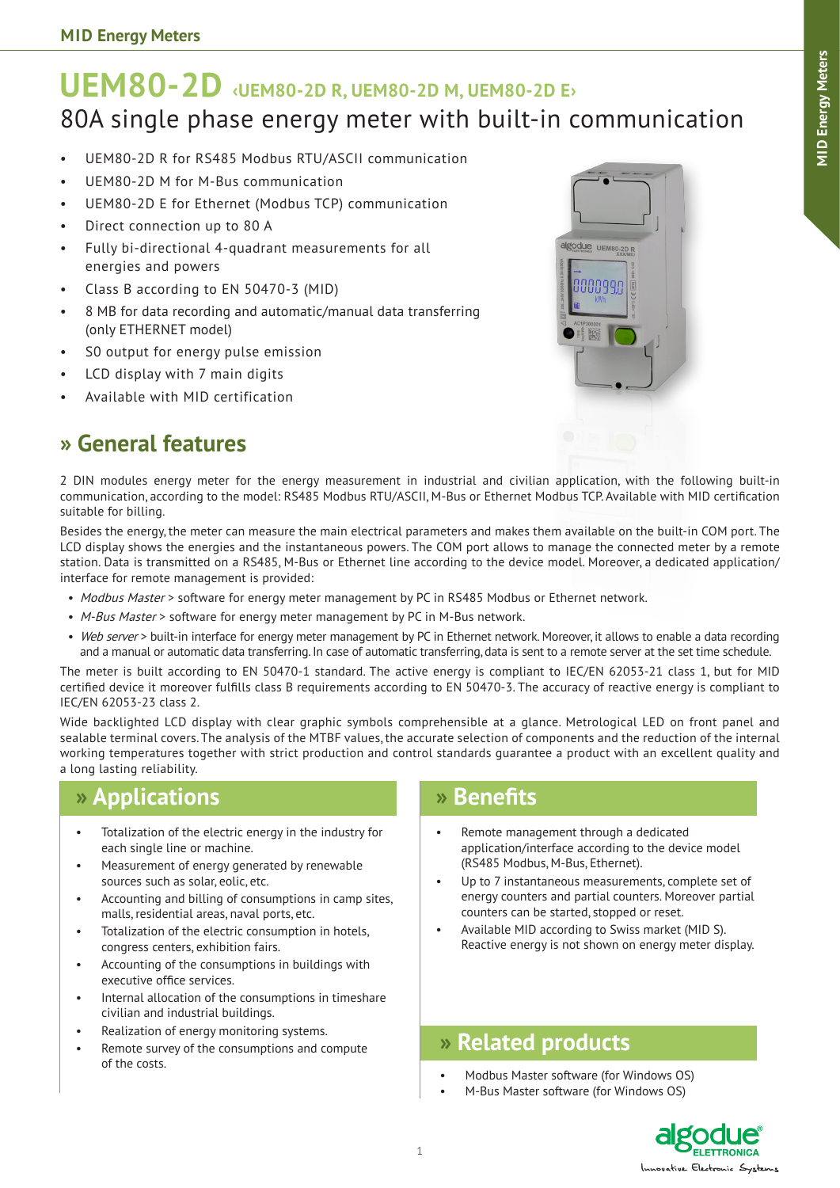# UEM80-2D ‹UEM80-2D R, UEM80-2D M, UEM80-2D E›

## 80A single phase energy meter with built-in communication

- UEM80-2D R for RS485 Modbus RTU/ASCII communication
- UEM80-2D M for M-Bus communication
- UEM80-2D E for Ethernet (Modbus TCP) communication
- Direct connection up to 80 A
- Fully bi-directional 4-quadrant measurements for all energies and powers
- Class B according to EN 50470-3 (MID)
- 8 MB for data recording and automatic/manual data transferring (only ETHERNET model)
- S0 output for energy pulse emission
- LCD display with 7 main digits
- Available with MID certification

## » General features

2 DIN modules energy meter for the energy measurement in industrial and civilian application, with the following built-in communication, according to the model: RS485 Modbus RTU/ASCII, M-Bus or Ethernet Modbus TCP. Available with MID certification suitable for billing.

Besides the energy, the meter can measure the main electrical parameters and makes them available on the built-in COM port. The LCD display shows the energies and the instantaneous powers. The COM port allows to manage the connected meter by a remote station. Data is transmitted on a RS485, M-Bus or Ethernet line according to the device model. Moreover, a dedicated application/interface for remote management is provided:

- *Modbus Master* > software for energy meter management by PC in RS485 Modbus or Ethernet network.
- *M-Bus Master* > software for energy meter management by PC in M-Bus network.
- *Web server* > built-in interface for energy meter management by PC in Ethernet network. Moreover, it allows to enable a data recording and a manual or automatic data transferring. In case of automatic transferring, data is sent to a remote server at the set time schedule.

The meter is built according to EN 50470-1 standard. The active energy is compliant to IEC/EN 62053-21 class 1, but for MID certified device it moreover fulfills class B requirements according to EN 50470-3. The accuracy of reactive energy is compliant to IEC/EN 62053-23 class 2.

Wide backlighted LCD display with clear graphic symbols comprehensible at a glance. Metrological LED on front panel and sealable terminal covers. The analysis of the MTBF values, the accurate selection of components and the reduction of the internal working temperatures together with strict production and control standards guarantee a product with an excellent quality and a long lasting reliability.

## » Applications

- Totalization of the electric energy in the industry for each single line or machine.
- Measurement of energy generated by renewable sources such as solar, eolic, etc.
- Accounting and billing of consumptions in camp sites, malls, residential areas, naval ports, etc.
- Totalization of the electric consumption in hotels, congress centers, exhibition fairs.
- Accounting of the consumptions in buildings with executive office services.
- Internal allocation of the consumptions in timeshare civilian and industrial buildings.
- Realization of energy monitoring systems.
- Remote survey of the consumptions and compute of the costs.

## » Benefits

- Remote management through a dedicated application/interface according to the device model (RS485 Modbus, M-Bus, Ethernet).
- Up to 7 instantaneous measurements, complete set of energy counters and partial counters. Moreover partial counters can be started, stopped or reset.
- Available MID according to Swiss market (MID S). Reactive energy is not shown on energy meter display.

## » Related products

- Modbus Master software (for Windows OS)
- M-Bus Master software (for Windows OS)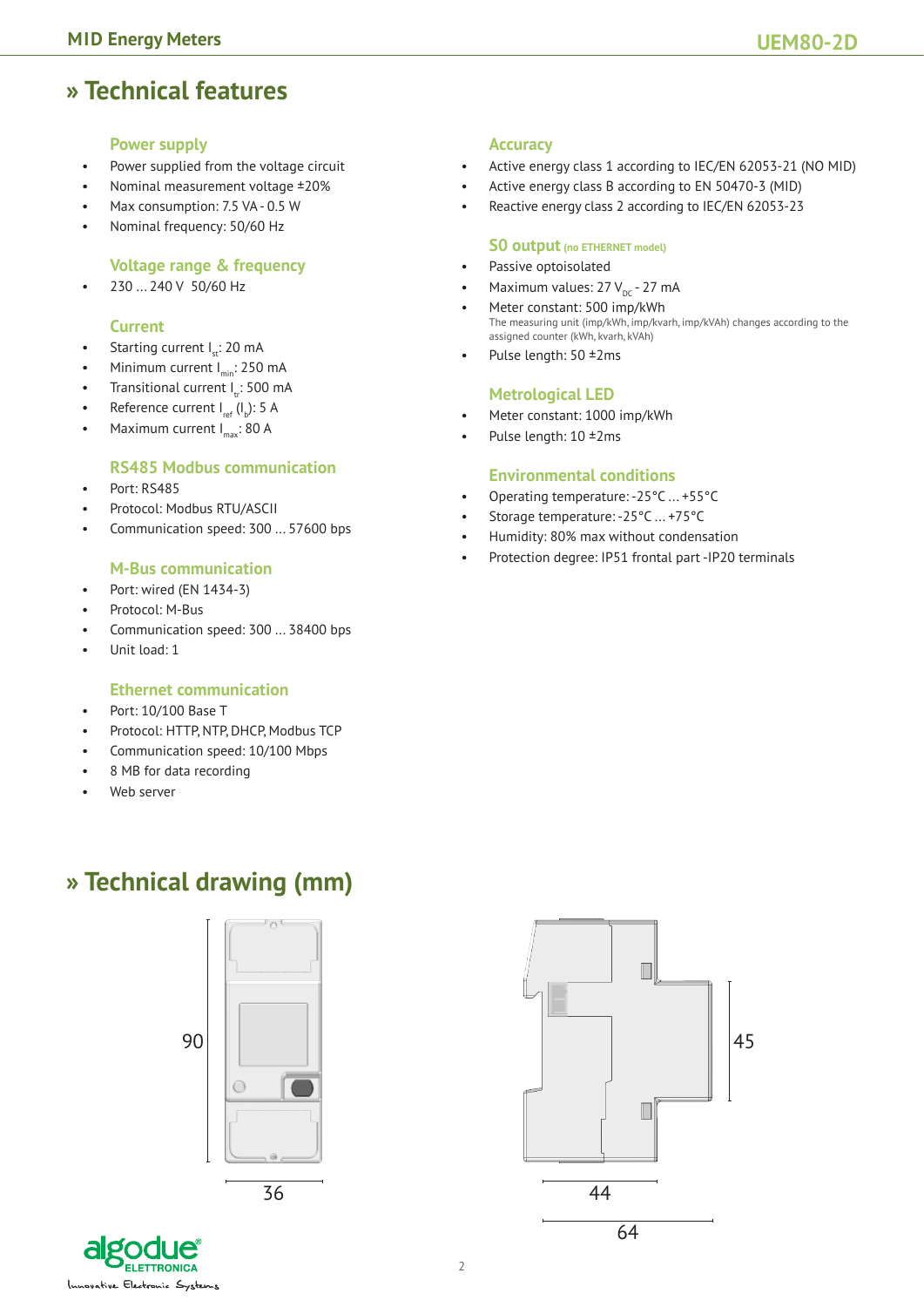# » Technical features

### Power supply

- Power supplied from the voltage circuit
- Nominal measurement voltage ±20%
- Max consumption: 7.5 VA - 0.5 W
- Nominal frequency: 50/60 Hz

### Voltage range & frequency

- 230 ... 240 V 50/60 Hz

### Current

- Starting current $I_{st}$: 20 mA
- Minimum current $I_{min}$: 250 mA
- Transitional current $I_{tr}$: 500 mA
- Reference current $I_{ref}$ ($I_b$): 5 A
- Maximum current $I_{max}$: 80 A

### RS485 Modbus communication

- Port: RS485
- Protocol: Modbus RTU/ASCII
- Communication speed: 300 ... 57600 bps

### M-Bus communication

- Port: wired (EN 1434-3)
- Protocol: M-Bus
- Communication speed: 300 ... 38400 bps
- Unit load: 1

### Ethernet communication

- Port: 10/100 Base T
- Protocol: HTTP, NTP, DHCP, Modbus TCP
- Communication speed: 10/100 Mbps
- 8 MB for data recording
- Web server

### Accuracy

- Active energy class 1 according to IEC/EN 62053-21 (NO MID)
- Active energy class B according to EN 50470-3 (MID)
- Reactive energy class 2 according to IEC/EN 62053-23

### S0 output (no ETHERNET model)

- Passive optoisolated
- Maximum values: 27 $V_{DC}$ - 27 mA
- Meter constant: 500 imp/kWh
  The measuring unit (imp/kWh, imp/kvarh, imp/kVAh) changes according to the assigned counter (kWh, kvarh, kVAh)
- Pulse length: 50 ±2ms

### Metrological LED

- Meter constant: 1000 imp/kWh
- Pulse length: 10 ±2ms

### Environmental conditions

- Operating temperature: -25°C ... +55°C
- Storage temperature: -25°C ... +75°C
- Humidity: 80% max without condensation
- Protection degree: IP51 frontal part -IP20 terminals

# » Technical drawing (mm)

90

36

45

44

64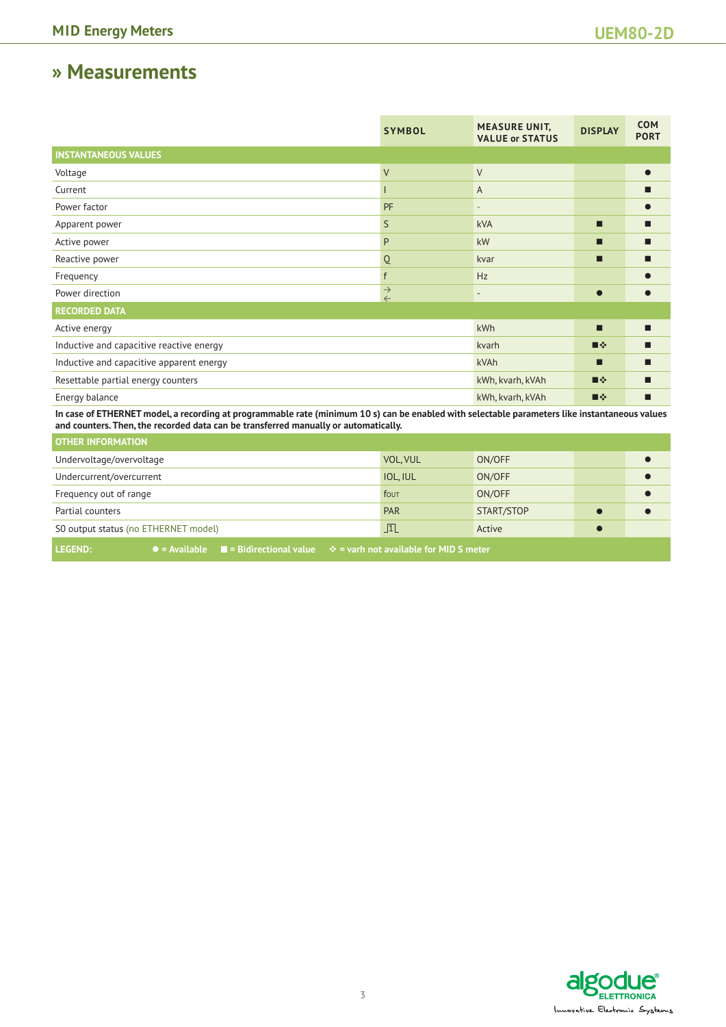# » Measurements

| | SYMBOL | MEASURE UNIT, VALUE or STATUS | DISPLAY | COM PORT |
|---|---|---|---|---|
| **INSTANTANEOUS VALUES** | | | | |
| Voltage | V | V | | ● |
| Current | I | A | | ■ |
| Power factor | PF | - | | ● |
| Apparent power | S | kVA | ■ | ■ |
| Active power | P | kW | ■ | ■ |
| Reactive power | Q | kvar | ■ | ■ |
| Frequency | f | Hz | | ● |
| Power direction | → ← | - | ● | ● |
| **RECORDED DATA** | | | | |
| Active energy | | kWh | ■ | ■ |
| Inductive and capacitive reactive energy | | kvarh | ■❖ | ■ |
| Inductive and capacitive apparent energy | | kVAh | ■ | ■ |
| Resettable partial energy counters | | kWh, kvarh, kVAh | ■❖ | ■ |
| Energy balance | | kWh, kvarh, kVAh | ■❖ | ■ |
| **In case of ETHERNET model, a recording at programmable rate (minimum 10 s) can be enabled with selectable parameters like instantaneous values and counters. Then, the recorded data can be transferred manually or automatically.** | | | | |
| **OTHER INFORMATION** | | | | |
| Undervoltage/overvoltage | VOL, VUL | ON/OFF | | ● |
| Undercurrent/overcurrent | IOL, IUL | ON/OFF | | ● |
| Frequency out of range | fOUT | ON/OFF | | ● |
| Partial counters | PAR | START/STOP | ● | ● |
| S0 output status (no ETHERNET model) | ⎍ | Active | ● | |

**LEGEND:** ● = Available ■ = Bidirectional value ❖ = varh not available for MID S meter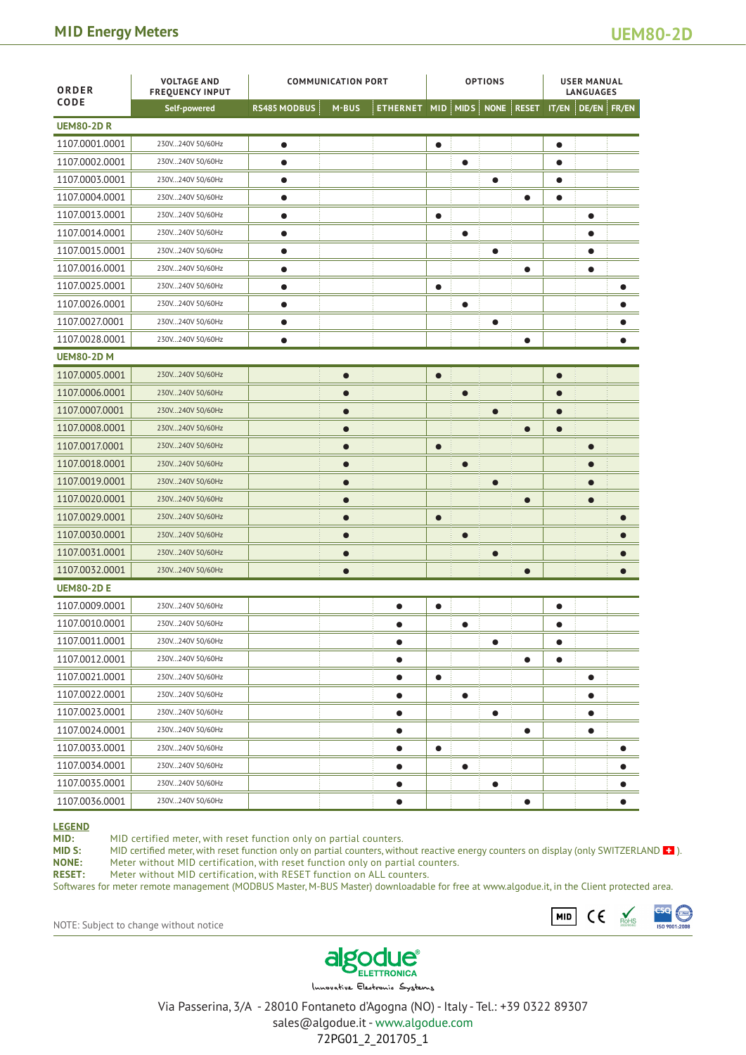| ORDER CODE | VOLTAGE AND FREQUENCY INPUT | COMMUNICATION PORT | | | OPTIONS | | | | USER MANUAL LANGUAGES | | |
|---|---|---|---|---|---|---|---|---|---|---|---|
| | Self-powered | RS485 MODBUS | M-BUS | ETHERNET | MID | MID S | NONE | RESET | IT/EN | DE/EN | FR/EN |
| **UEM80-2D R** | | | | | | | | | | | |
| 1107.0001.0001 | 230V...240V 50/60Hz | ● | | | ● | | | | ● | | |
| 1107.0002.0001 | 230V...240V 50/60Hz | ● | | | | ● | | | ● | | |
| 1107.0003.0001 | 230V...240V 50/60Hz | ● | | | | | ● | | ● | | |
| 1107.0004.0001 | 230V...240V 50/60Hz | ● | | | | | | ● | ● | | |
| 1107.0013.0001 | 230V...240V 50/60Hz | ● | | | ● | | | | | ● | |
| 1107.0014.0001 | 230V...240V 50/60Hz | ● | | | | ● | | | | ● | |
| 1107.0015.0001 | 230V...240V 50/60Hz | ● | | | | | ● | | | ● | |
| 1107.0016.0001 | 230V...240V 50/60Hz | ● | | | | | | ● | | ● | |
| 1107.0025.0001 | 230V...240V 50/60Hz | ● | | | ● | | | | | | ● |
| 1107.0026.0001 | 230V...240V 50/60Hz | ● | | | | ● | | | | | ● |
| 1107.0027.0001 | 230V...240V 50/60Hz | ● | | | | | ● | | | | ● |
| 1107.0028.0001 | 230V...240V 50/60Hz | ● | | | | | | ● | | | ● |
| **UEM80-2D M** | | | | | | | | | | | |
| 1107.0005.0001 | 230V...240V 50/60Hz | | ● | | ● | | | | ● | | |
| 1107.0006.0001 | 230V...240V 50/60Hz | | ● | | | ● | | | ● | | |
| 1107.0007.0001 | 230V...240V 50/60Hz | | ● | | | | ● | | ● | | |
| 1107.0008.0001 | 230V...240V 50/60Hz | | ● | | | | | ● | ● | | |
| 1107.0017.0001 | 230V...240V 50/60Hz | | ● | | ● | | | | | ● | |
| 1107.0018.0001 | 230V...240V 50/60Hz | | ● | | | ● | | | | ● | |
| 1107.0019.0001 | 230V...240V 50/60Hz | | ● | | | | ● | | | ● | |
| 1107.0020.0001 | 230V...240V 50/60Hz | | ● | | | | | ● | | ● | |
| 1107.0029.0001 | 230V...240V 50/60Hz | | ● | | ● | | | | | | ● |
| 1107.0030.0001 | 230V...240V 50/60Hz | | ● | | | ● | | | | | ● |
| 1107.0031.0001 | 230V...240V 50/60Hz | | ● | | | | ● | | | | ● |
| 1107.0032.0001 | 230V...240V 50/60Hz | | ● | | | | | ● | | | ● |
| **UEM80-2D E** | | | | | | | | | | | |
| 1107.0009.0001 | 230V...240V 50/60Hz | | | ● | ● | | | | ● | | |
| 1107.0010.0001 | 230V...240V 50/60Hz | | | ● | | ● | | | ● | | |
| 1107.0011.0001 | 230V...240V 50/60Hz | | | ● | | | ● | | ● | | |
| 1107.0012.0001 | 230V...240V 50/60Hz | | | ● | | | | ● | ● | | |
| 1107.0021.0001 | 230V...240V 50/60Hz | | | ● | ● | | | | | ● | |
| 1107.0022.0001 | 230V...240V 50/60Hz | | | ● | | ● | | | | ● | |
| 1107.0023.0001 | 230V...240V 50/60Hz | | | ● | | | ● | | | ● | |
| 1107.0024.0001 | 230V...240V 50/60Hz | | | ● | | | | ● | | ● | |
| 1107.0033.0001 | 230V...240V 50/60Hz | | | ● | ● | | | | | | ● |
| 1107.0034.0001 | 230V...240V 50/60Hz | | | ● | | ● | | | | | ● |
| 1107.0035.0001 | 230V...240V 50/60Hz | | | ● | | | ● | | | | ● |
| 1107.0036.0001 | 230V...240V 50/60Hz | | | ● | | | | ● | | | ● |

**LEGEND**

**MID:** MID certified meter, with reset function only on partial counters.
**MID S:** MID certified meter, with reset function only on partial counters, without reactive energy counters on display (only SWITZERLAND).
**NONE:** Meter without MID certification, with reset function only on partial counters.
**RESET:** Meter without MID certification, with RESET function on ALL counters.

Softwares for meter remote management (MODBUS Master, M-BUS Master) downloadable for free at www.algodue.it, in the Client protected area.

NOTE: Subject to change without notice

algodue® ELETTRONICA
Innovative Electronic Systems

Via Passerina, 3/A - 28010 Fontaneto d'Agogna (NO) - Italy - Tel.: +39 0322 89307
sales@algodue.it - www.algodue.com
72PG01_2_201705_1